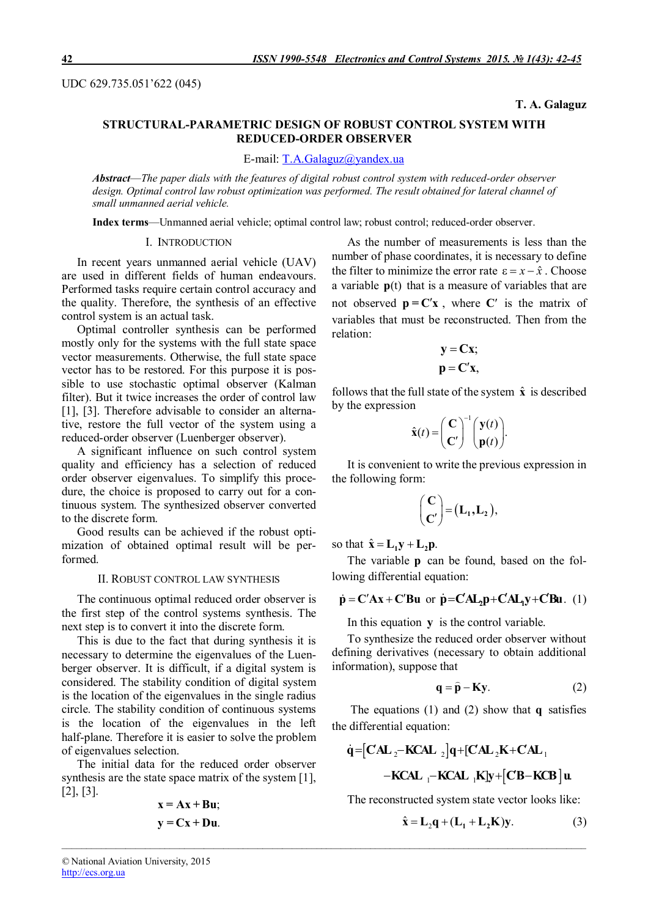UDC 629.735.051'622 (045)

**T. A. Galaguz**

# STRUCTURAL-PARAMETRIC DESIGN OF ROBUST CONTROL SYSTEM WITH REDUCED-ORDER OBSERVER

E-mail: T.A.Galaguz@yandex.ua

***Abstract****—The paper dials with the features of digital robust control system with reduced-order observer design. Optimal control law robust optimization was performed. The result obtained for lateral channel of small unmanned aerial vehicle.*

**Index terms**—Unmanned aerial vehicle; optimal control law; robust control; reduced-order observer.

## I. Introduction

In recent years unmanned aerial vehicle (UAV) are used in different fields of human endeavours. Performed tasks require certain control accuracy and the quality. Therefore, the synthesis of an effective control system is an actual task.

Optimal controller synthesis can be performed mostly only for the systems with the full state space vector measurements. Otherwise, the full state space vector has to be restored. For this purpose it is possible to use stochastic optimal observer (Kalman filter). But it twice increases the order of control law [1], [3]. Therefore advisable to consider an alternative, restore the full vector of the system using a reduced-order observer (Luenberger observer).

A significant influence on such control system quality and efficiency has a selection of reduced order observer eigenvalues. To simplify this procedure, the choice is proposed to carry out for a continuous system. The synthesized observer converted to the discrete form.

Good results can be achieved if the robust optimization of obtained optimal result will be performed.

## II. Robust control law synthesis

The continuous optimal reduced order observer is the first step of the control systems synthesis. The next step is to convert it into the discrete form.

This is due to the fact that during synthesis it is necessary to determine the eigenvalues of the Luenberger observer. It is difficult, if a digital system is considered. The stability condition of digital system is the location of the eigenvalues in the single radius circle. The stability condition of continuous systems is the location of the eigenvalues in the left half-plane. Therefore it is easier to solve the problem of eigenvalues selection.

The initial data for the reduced order observer synthesis are the state space matrix of the system [1], [2], [3].

$$\mathbf{x} = \mathbf{A}\mathbf{x} + \mathbf{B}\mathbf{u};$$
$$\mathbf{y} = \mathbf{C}\mathbf{x} + \mathbf{D}\mathbf{u}.$$

As the number of measurements is less than the number of phase coordinates, it is necessary to define the filter to minimize the error rate $\varepsilon = x - \hat{x}$. Choose a variable $\mathbf{p}(t)$ that is a measure of variables that are not observed $\mathbf{p} = \mathbf{C}'\mathbf{x}$, where $\mathbf{C}'$ is the matrix of variables that must be reconstructed. Then from the relation:

$$\mathbf{y} = \mathbf{C}\mathbf{x};$$
$$\mathbf{p} = \mathbf{C}'\mathbf{x},$$

follows that the full state of the system $\hat{\mathbf{x}}$ is described by the expression

$$\hat{\mathbf{x}}(t) = \begin{pmatrix} \mathbf{C} \\ \mathbf{C}' \end{pmatrix}^{-1} \begin{pmatrix} \mathbf{y}(t) \\ \mathbf{p}(t) \end{pmatrix}.$$

It is convenient to write the previous expression in the following form:

$$\begin{pmatrix} \mathbf{C} \\ \mathbf{C}' \end{pmatrix} = (\mathbf{L}_1, \mathbf{L}_2),$$

so that $\hat{\mathbf{x}} = \mathbf{L}_1\mathbf{y} + \mathbf{L}_2\mathbf{p}$.

The variable $\mathbf{p}$ can be found, based on the following differential equation:

$$\dot{\mathbf{p}} = \mathbf{C}'\mathbf{A}\mathbf{x} + \mathbf{C}'\mathbf{B}\mathbf{u} \text{ or } \dot{\mathbf{p}} = \mathbf{C}'\mathbf{A}\mathbf{L}_2\mathbf{p} + \mathbf{C}'\mathbf{A}\mathbf{L}_1\mathbf{y} + \mathbf{C}'\mathbf{B}\mathbf{u}. \quad (1)$$

In this equation $\mathbf{y}$ is the control variable.

To synthesize the reduced order observer without defining derivatives (necessary to obtain additional information), suppose that

$$\mathbf{q} = \hat{\mathbf{p}} - \mathbf{K}\mathbf{y}. \quad (2)$$

The equations (1) and (2) show that $\mathbf{q}$ satisfies the differential equation:

$$\dot{\mathbf{q}} = [\mathbf{C}'\mathbf{A}\mathbf{L}_2 - \mathbf{K}\mathbf{C}\mathbf{A}\mathbf{L}_2]\mathbf{q} + [\mathbf{C}'\mathbf{A}\mathbf{L}_2\mathbf{K} + \mathbf{C}'\mathbf{A}\mathbf{L}_1 - \mathbf{K}\mathbf{C}\mathbf{A}\mathbf{L}_1 - \mathbf{K}\mathbf{C}\mathbf{A}\mathbf{L}_1\mathbf{K}]\mathbf{y} + [\mathbf{C}'\mathbf{B} - \mathbf{K}\mathbf{C}\mathbf{B}]\mathbf{u}.$$

The reconstructed system state vector looks like:

$$\hat{\mathbf{x}} = \mathbf{L}_2\mathbf{q} + (\mathbf{L}_1 + \mathbf{L}_2\mathbf{K})\mathbf{y}. \quad (3)$$

© National Aviation University, 2015
http://ecs.org.ua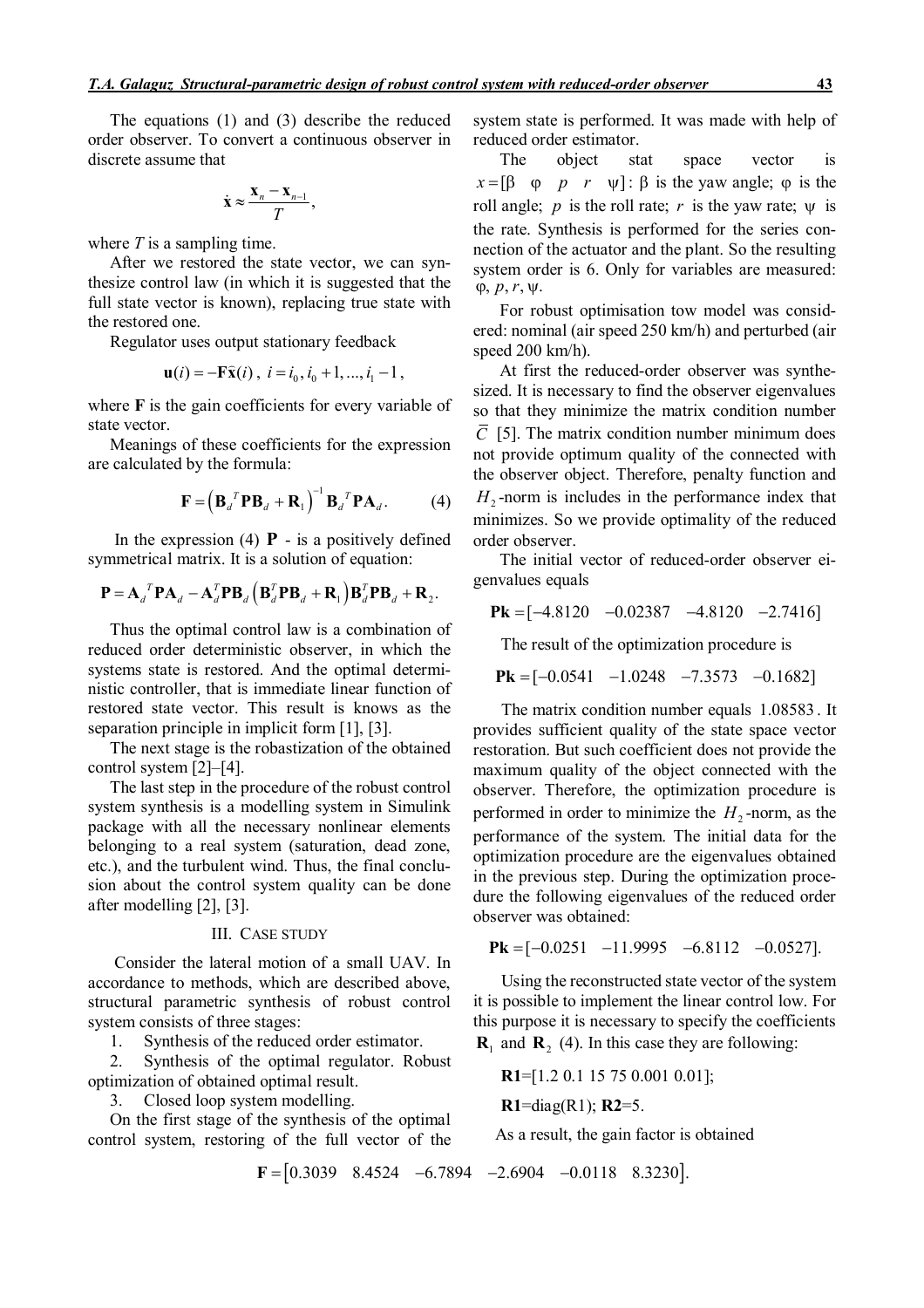The equations (1) and (3) describe the reduced order observer. To convert a continuous observer in discrete assume that

$$\dot{\mathbf{x}} \approx \frac{\mathbf{x}_n - \mathbf{x}_{n-1}}{T},$$

where $T$ is a sampling time.

After we restored the state vector, we can synthesize control law (in which it is suggested that the full state vector is known), replacing true state with the restored one.

Regulator uses output stationary feedback

$$\mathbf{u}(i) = -\mathbf{F}\hat{\mathbf{x}}(i),\; i = i_0, i_0+1, ..., i_1 - 1,$$

where $\mathbf{F}$ is the gain coefficients for every variable of state vector.

Meanings of these coefficients for the expression are calculated by the formula:

$$\mathbf{F} = \left(\mathbf{B}_d{}^T\mathbf{P}\mathbf{B}_d + \mathbf{R}_1\right)^{-1}\mathbf{B}_d{}^T\mathbf{P}\mathbf{A}_d. \qquad (4)$$

In the expression (4) $\mathbf{P}$ - is a positively defined symmetrical matrix. It is a solution of equation:

$$\mathbf{P} = \mathbf{A}_d{}^T\mathbf{P}\mathbf{A}_d - \mathbf{A}_d^T\mathbf{P}\mathbf{B}_d\left(\mathbf{B}_d^T\mathbf{P}\mathbf{B}_d + \mathbf{R}_1\right)\mathbf{B}_d^T\mathbf{P}\mathbf{B}_d + \mathbf{R}_2.$$

Thus the optimal control law is a combination of reduced order deterministic observer, in which the systems state is restored. And the optimal deterministic controller, that is immediate linear function of restored state vector. This result is knows as the separation principle in implicit form [1], [3].

The next stage is the robastization of the obtained control system [2]–[4].

The last step in the procedure of the robust control system synthesis is a modelling system in Simulink package with all the necessary nonlinear elements belonging to a real system (saturation, dead zone, etc.), and the turbulent wind. Thus, the final conclusion about the control system quality can be done after modelling [2], [3].

## III. Case Study

Consider the lateral motion of a small UAV. In accordance to methods, which are described above, structural parametric synthesis of robust control system consists of three stages:

1. Synthesis of the reduced order estimator.
2. Synthesis of the optimal regulator. Robust optimization of obtained optimal result.
3. Closed loop system modelling.

On the first stage of the synthesis of the optimal control system, restoring of the full vector of the system state is performed. It was made with help of reduced order estimator.

The object stat space vector is $x = [\beta \quad \varphi \quad p \quad r \quad \psi]$: $\beta$ is the yaw angle; $\varphi$ is the roll angle; $p$ is the roll rate; $r$ is the yaw rate; $\psi$ is the rate. Synthesis is performed for the series connection of the actuator and the plant. So the resulting system order is 6. Only for variables are measured: $\varphi, p, r, \psi$.

For robust optimisation tow model was considered: nominal (air speed 250 km/h) and perturbed (air speed 200 km/h).

At first the reduced-order observer was synthesized. It is necessary to find the observer eigenvalues so that they minimize the matrix condition number $\bar{C}$ [5]. The matrix condition number minimum does not provide optimum quality of the connected with the observer object. Therefore, penalty function and $H_2$-norm is includes in the performance index that minimizes. So we provide optimality of the reduced order observer.

The initial vector of reduced-order observer eigenvalues equals

$$\mathbf{Pk} = [-4.8120 \quad -0.02387 \quad -4.8120 \quad -2.7416]$$

The result of the optimization procedure is

$$\mathbf{Pk} = [-0.0541 \quad -1.0248 \quad -7.3573 \quad -0.1682]$$

The matrix condition number equals $1.08583$. It provides sufficient quality of the state space vector restoration. But such coefficient does not provide the maximum quality of the object connected with the observer. Therefore, the optimization procedure is performed in order to minimize the $H_2$-norm, as the performance of the system. The initial data for the optimization procedure are the eigenvalues obtained in the previous step. During the optimization procedure the following eigenvalues of the reduced order observer was obtained:

$$\mathbf{Pk} = [-0.0251 \quad -11.9995 \quad -6.8112 \quad -0.0527].$$

Using the reconstructed state vector of the system it is possible to implement the linear control low. For this purpose it is necessary to specify the coefficients $\mathbf{R}_1$ and $\mathbf{R}_2$ (4). In this case they are following:

**R1**=[1.2 0.1 15 75 0.001 0.01];

**R1**=diag(R1); **R2**=5.

As a result, the gain factor is obtained

$$\mathbf{F} = \begin{bmatrix}0.3039 & 8.4524 & -6.7894 & -2.6904 & -0.0118 & 8.3230\end{bmatrix}.$$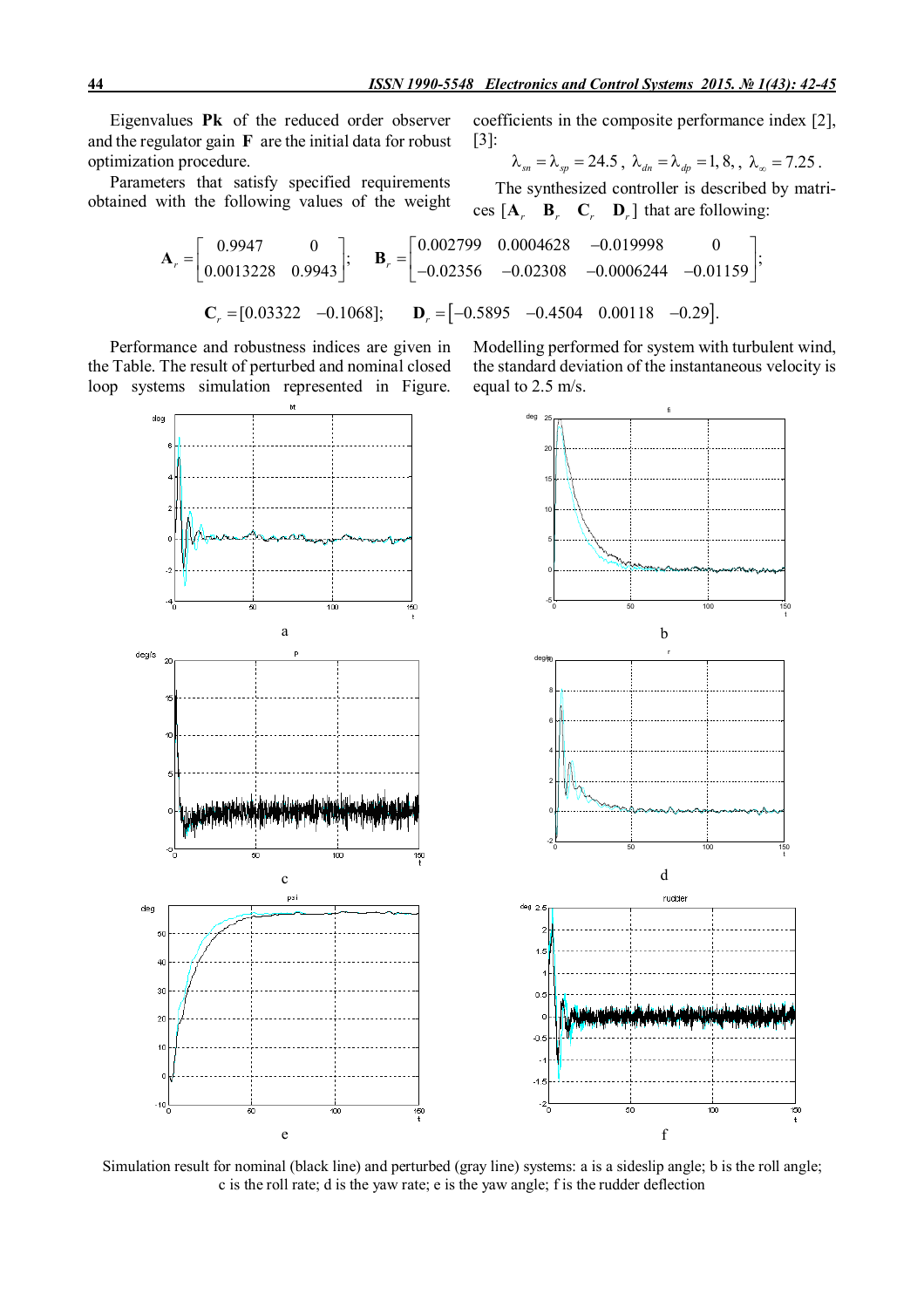Eigenvalues **Pk** of the reduced order observer and the regulator gain **F** are the initial data for robust optimization procedure.

Parameters that satisfy specified requirements obtained with the following values of the weight coefficients in the composite performance index [2], [3]:

$$\lambda_{sn} = \lambda_{sp} = 24.5\,,\ \lambda_{dn} = \lambda_{dp} = 1, 8,\,,\ \lambda_{\infty} = 7.25\,.$$

The synthesized controller is described by matrices $[\mathbf{A}_r \quad \mathbf{B}_r \quad \mathbf{C}_r \quad \mathbf{D}_r]$ that are following:

$$\mathbf{A}_r = \begin{bmatrix} 0.9947 & 0 \\ 0.0013228 & 0.9943 \end{bmatrix}; \quad \mathbf{B}_r = \begin{bmatrix} 0.002799 & 0.0004628 & -0.019998 & 0 \\ -0.02356 & -0.02308 & -0.0006244 & -0.01159 \end{bmatrix};$$

$$\mathbf{C}_r = [0.03322 \quad -0.1068]; \qquad \mathbf{D}_r = [-0.5895 \quad -0.4504 \quad 0.00118 \quad -0.29].$$

Performance and robustness indices are given in the Table. The result of perturbed and nominal closed loop systems simulation represented in Figure. Modelling performed for system with turbulent wind, the standard deviation of the instantaneous velocity is equal to 2.5 m/s.

Simulation result for nominal (black line) and perturbed (gray line) systems: a is a sideslip angle; b is the roll angle; c is the roll rate; d is the yaw rate; e is the yaw angle; f is the rudder deflection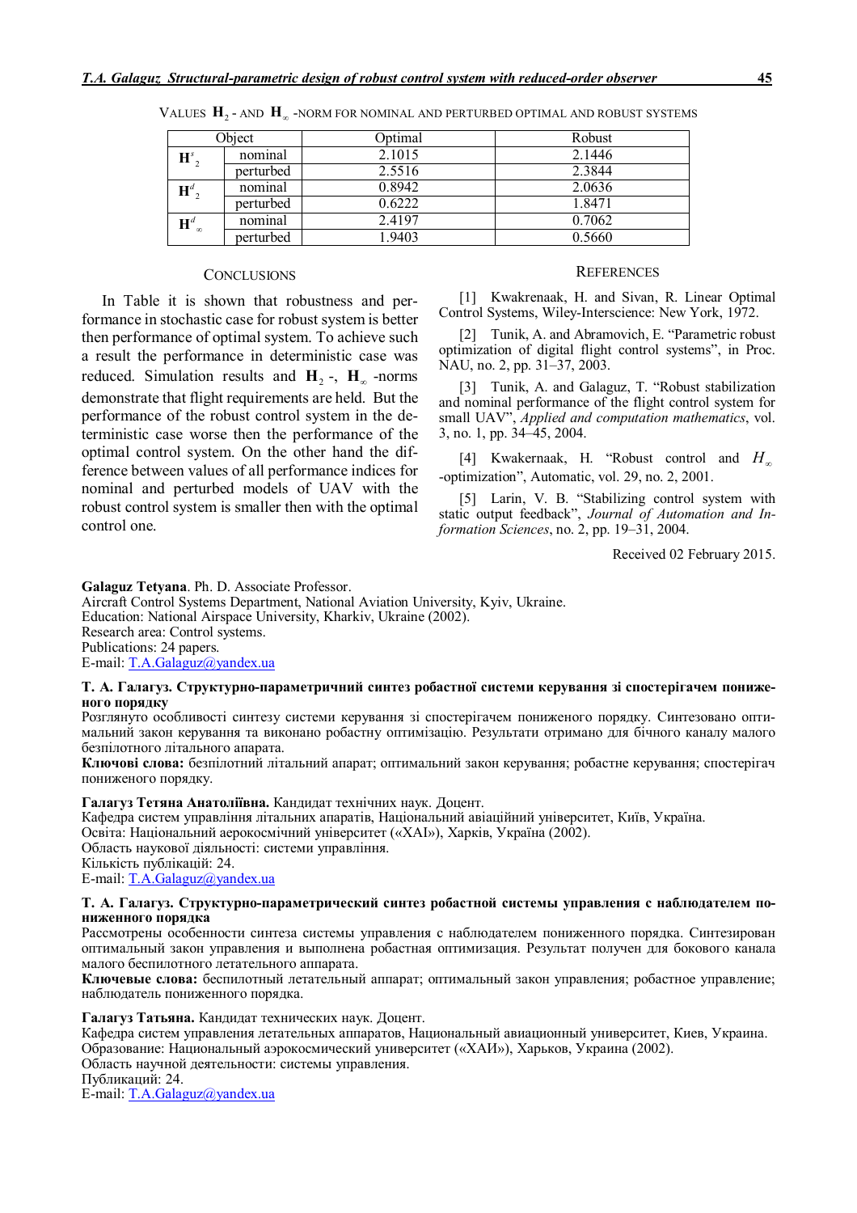VALUES $\mathbf{H}_2$ - AND $\mathbf{H}_\infty$ -NORM FOR NOMINAL AND PERTURBED OPTIMAL AND ROBUST SYSTEMS

| Object | | Optimal | Robust |
|---|---|---|---|
| $\mathbf{H}^s{}_2$ | nominal | 2.1015 | 2.1446 |
| | perturbed | 2.5516 | 2.3844 |
| $\mathbf{H}^d{}_2$ | nominal | 0.8942 | 2.0636 |
| | perturbed | 0.6222 | 1.8471 |
| $\mathbf{H}^d{}_\infty$ | nominal | 2.4197 | 0.7062 |
| | perturbed | 1.9403 | 0.5660 |

## CONCLUSIONS

In Table it is shown that robustness and performance in stochastic case for robust system is better then performance of optimal system. To achieve such a result the performance in deterministic case was reduced. Simulation results and $\mathbf{H}_2$ -, $\mathbf{H}_\infty$ -norms demonstrate that flight requirements are held. But the performance of the robust control system in the deterministic case worse then the performance of the optimal control system. On the other hand the difference between values of all performance indices for nominal and perturbed models of UAV with the robust control system is smaller then with the optimal control one.

## REFERENCES

[1] Kwakrenaak, H. and Sivan, R. Linear Optimal Control Systems, Wiley-Interscience: New York, 1972.

[2] Tunik, A. and Abramovich, E. "Parametric robust optimization of digital flight control systems", in Proc. NAU, no. 2, pp. 31–37, 2003.

[3] Tunik, A. and Galaguz, T. "Robust stabilization and nominal performance of the flight control system for small UAV", *Applied and computation mathematics*, vol. 3, no. 1, pp. 34–45, 2004.

[4] Kwakernaak, H. "Robust control and $H_\infty$ -optimization", Automatic, vol. 29, no. 2, 2001.

[5] Larin, V. B. "Stabilizing control system with static output feedback", *Journal of Automation and Information Sciences*, no. 2, pp. 19–31, 2004.

Received 02 February 2015.

**Galaguz Tetyana**. Ph. D. Associate Professor.
Aircraft Control Systems Department, National Aviation University, Kyiv, Ukraine.
Education: National Airspace University, Kharkiv, Ukraine (2002).
Research area: Control systems.
Publications: 24 papers.
E-mail: T.A.Galaguz@yandex.ua

**Т. А. Галагуз. Структурно-параметричний синтез робастної системи керування зі спостерігачем пониженого порядку**

Розглянуто особливості синтезу системи керування зі спостерігачем пониженого порядку. Синтезовано оптимальний закон керування та виконано робастну оптимізацію. Результати отримано для бічного каналу малого безпілотного літального апарата.

**Ключові слова:** безпілотний літальний апарат; оптимальний закон керування; робастне керування; спостерігач пониженого порядку.

**Галагуз Тетяна Анатоліївна.** Кандидат технічних наук. Доцент.
Кафедра систем управління літальних апаратів, Національний авіаційний університет, Київ, Україна.
Освіта: Національний аерокосмічний університет («ХАІ»), Харків, Україна (2002).
Область наукової діяльності: системи управління.
Кількість публікацій: 24.
E-mail: T.A.Galaguz@yandex.ua

**Т. А. Галагуз. Структурно-параметрический синтез робастной системы управления с наблюдателем пониженного порядка**

Рассмотрены особенности синтеза системы управления с наблюдателем пониженного порядка. Синтезирован оптимальный закон управления и выполнена робастная оптимизация. Результат получен для бокового канала малого беспилотного летательного аппарата.

**Ключевые слова:** беспилотный летательный аппарат; оптимальный закон управления; робастное управление; наблюдатель пониженного порядка.

**Галагуз Татьяна.** Кандидат технических наук. Доцент.
Кафедра систем управления летательных аппаратов, Национальный авиационный университет, Киев, Украина.
Образование: Национальный аэрокосмический университет («ХАИ»), Харьков, Украина (2002).
Область научной деятельности: системы управления.
Публикаций: 24.
E-mail: T.A.Galaguz@yandex.ua